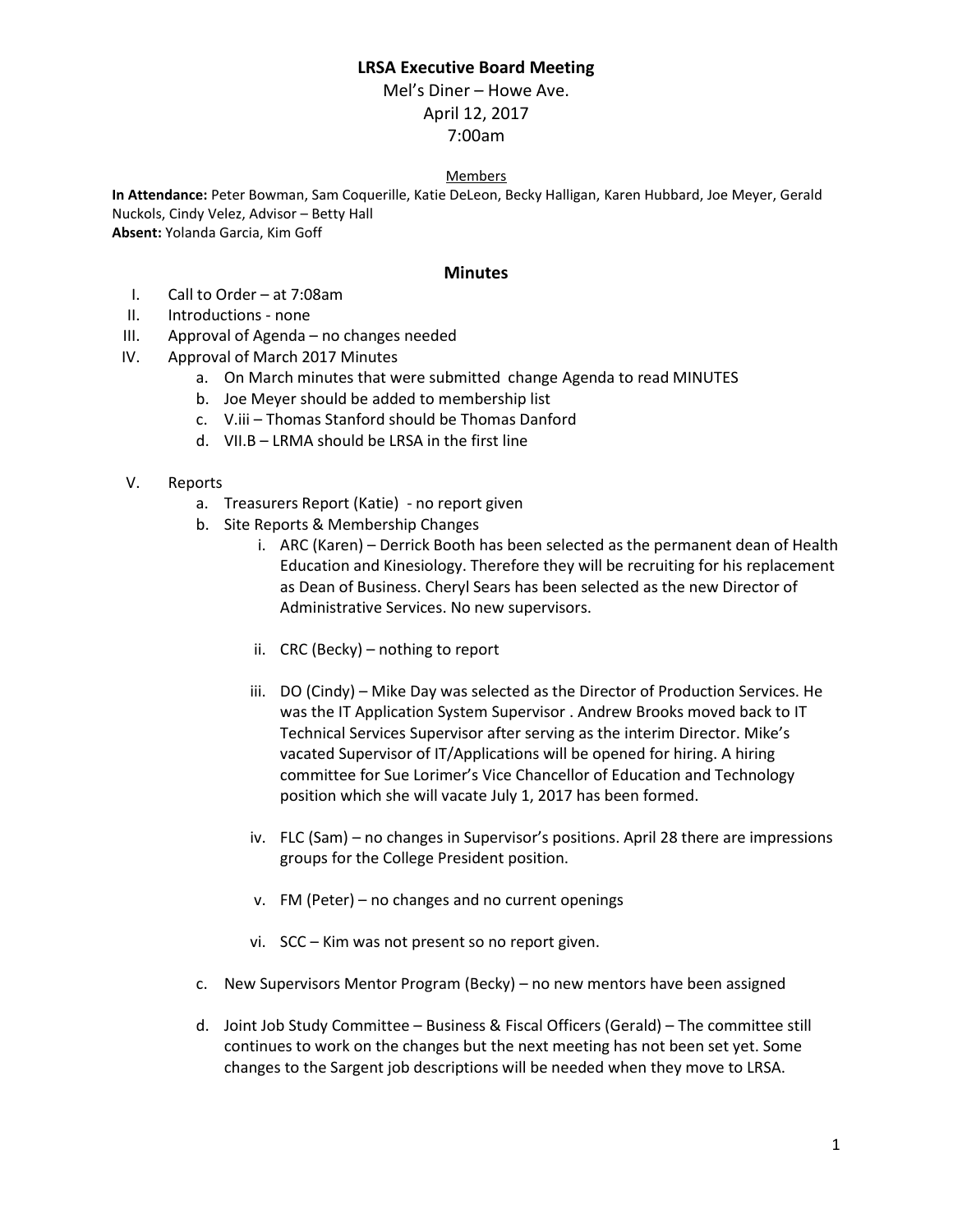# LRSA Executive Board Meeting

Mel's Diner – Howe Ave.
April 12, 2017
7:00am

Members

**In Attendance:** Peter Bowman, Sam Coquerille, Katie DeLeon, Becky Halligan, Karen Hubbard, Joe Meyer, Gerald Nuckols, Cindy Velez, Advisor – Betty Hall
**Absent:** Yolanda Garcia, Kim Goff

## Minutes

I. Call to Order – at 7:08am

II. Introductions - none

III. Approval of Agenda – no changes needed

IV. Approval of March 2017 Minutes
   a. On March minutes that were submitted change Agenda to read MINUTES
   b. Joe Meyer should be added to membership list
   c. V.iii – Thomas Stanford should be Thomas Danford
   d. VII.B – LRMA should be LRSA in the first line

V. Reports
   a. Treasurers Report (Katie) - no report given
   b. Site Reports & Membership Changes
      i. ARC (Karen) – Derrick Booth has been selected as the permanent dean of Health Education and Kinesiology. Therefore they will be recruiting for his replacement as Dean of Business. Cheryl Sears has been selected as the new Director of Administrative Services. No new supervisors.

      ii. CRC (Becky) – nothing to report

      iii. DO (Cindy) – Mike Day was selected as the Director of Production Services. He was the IT Application System Supervisor . Andrew Brooks moved back to IT Technical Services Supervisor after serving as the interim Director. Mike's vacated Supervisor of IT/Applications will be opened for hiring. A hiring committee for Sue Lorimer's Vice Chancellor of Education and Technology position which she will vacate July 1, 2017 has been formed.

      iv. FLC (Sam) – no changes in Supervisor's positions. April 28 there are impressions groups for the College President position.

      v. FM (Peter) – no changes and no current openings

      vi. SCC – Kim was not present so no report given.

   c. New Supervisors Mentor Program (Becky) – no new mentors have been assigned

   d. Joint Job Study Committee – Business & Fiscal Officers (Gerald) – The committee still continues to work on the changes but the next meeting has not been set yet. Some changes to the Sargent job descriptions will be needed when they move to LRSA.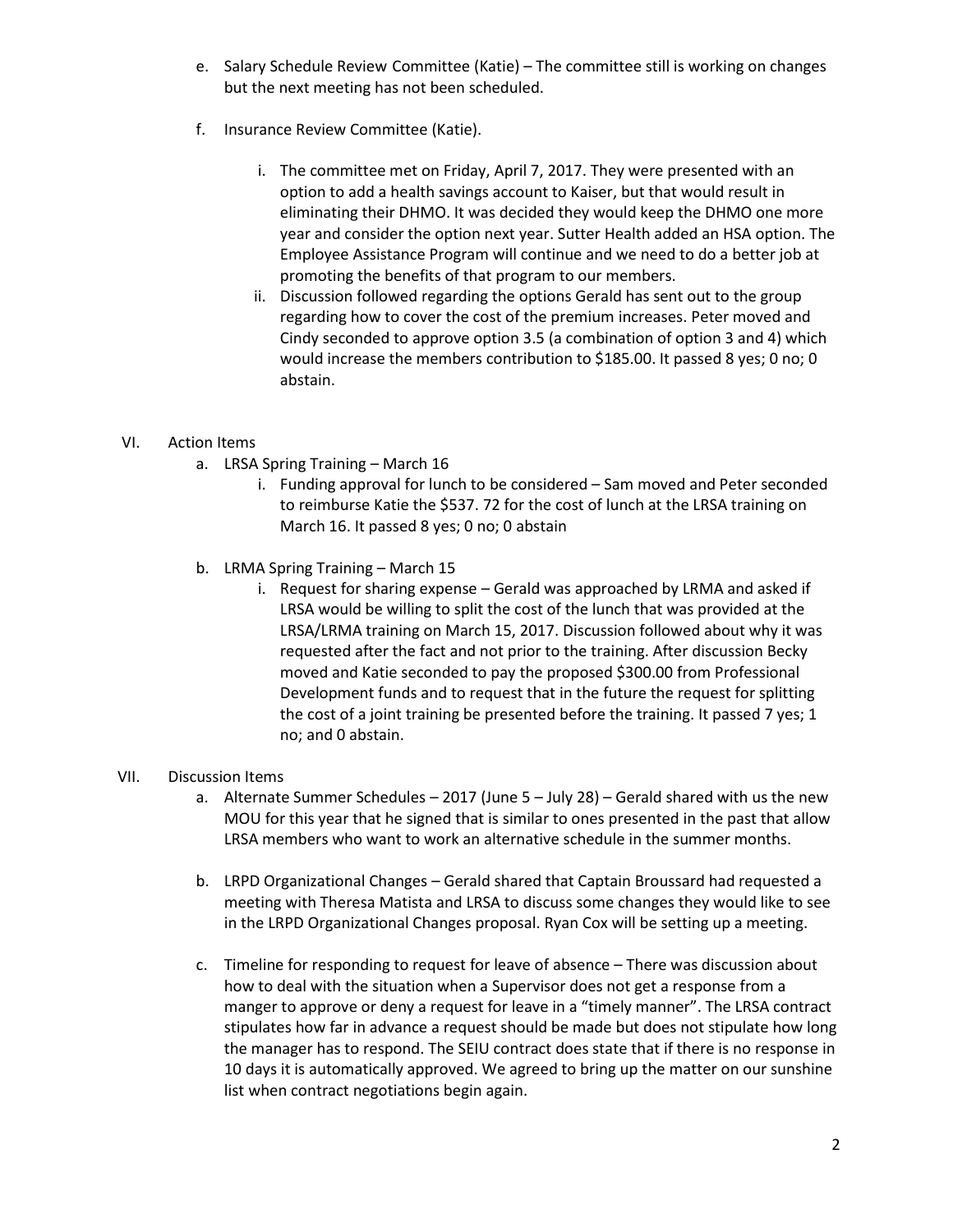e. Salary Schedule Review Committee (Katie) – The committee still is working on changes but the next meeting has not been scheduled.

f. Insurance Review Committee (Katie).

   i. The committee met on Friday, April 7, 2017. They were presented with an option to add a health savings account to Kaiser, but that would result in eliminating their DHMO. It was decided they would keep the DHMO one more year and consider the option next year. Sutter Health added an HSA option. The Employee Assistance Program will continue and we need to do a better job at promoting the benefits of that program to our members.

   ii. Discussion followed regarding the options Gerald has sent out to the group regarding how to cover the cost of the premium increases. Peter moved and Cindy seconded to approve option 3.5 (a combination of option 3 and 4) which would increase the members contribution to $185.00. It passed 8 yes; 0 no; 0 abstain.

VI. Action Items

a. LRSA Spring Training – March 16

   i. Funding approval for lunch to be considered – Sam moved and Peter seconded to reimburse Katie the $537. 72 for the cost of lunch at the LRSA training on March 16. It passed 8 yes; 0 no; 0 abstain

b. LRMA Spring Training – March 15

   i. Request for sharing expense – Gerald was approached by LRMA and asked if LRSA would be willing to split the cost of the lunch that was provided at the LRSA/LRMA training on March 15, 2017. Discussion followed about why it was requested after the fact and not prior to the training. After discussion Becky moved and Katie seconded to pay the proposed $300.00 from Professional Development funds and to request that in the future the request for splitting the cost of a joint training be presented before the training. It passed 7 yes; 1 no; and 0 abstain.

VII. Discussion Items

a. Alternate Summer Schedules – 2017 (June 5 – July 28) – Gerald shared with us the new MOU for this year that he signed that is similar to ones presented in the past that allow LRSA members who want to work an alternative schedule in the summer months.

b. LRPD Organizational Changes – Gerald shared that Captain Broussard had requested a meeting with Theresa Matista and LRSA to discuss some changes they would like to see in the LRPD Organizational Changes proposal. Ryan Cox will be setting up a meeting.

c. Timeline for responding to request for leave of absence – There was discussion about how to deal with the situation when a Supervisor does not get a response from a manger to approve or deny a request for leave in a "timely manner". The LRSA contract stipulates how far in advance a request should be made but does not stipulate how long the manager has to respond. The SEIU contract does state that if there is no response in 10 days it is automatically approved. We agreed to bring up the matter on our sunshine list when contract negotiations begin again.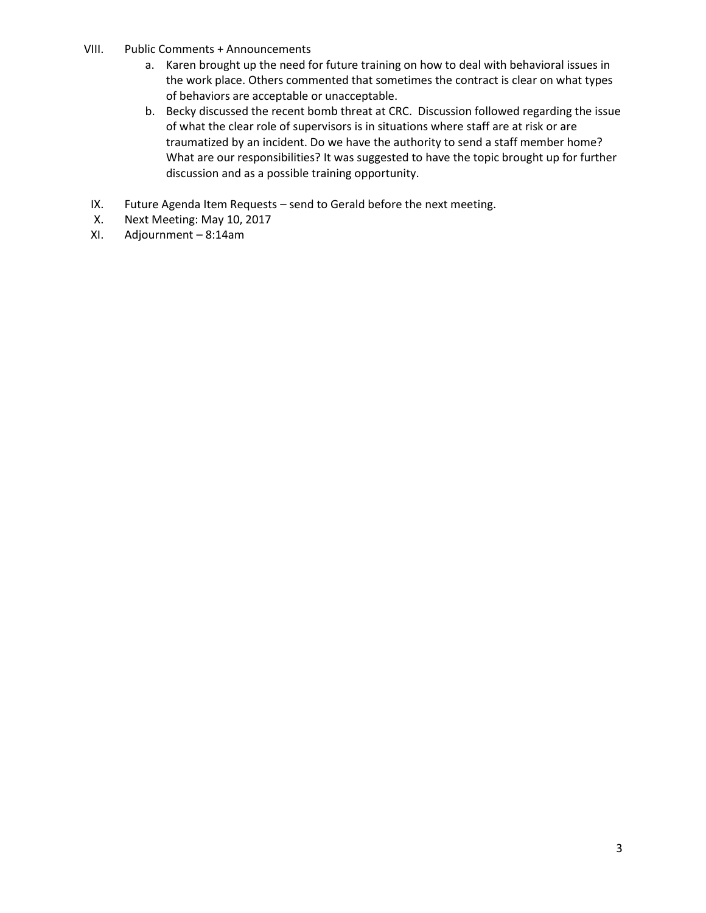VIII. Public Comments + Announcements

   a. Karen brought up the need for future training on how to deal with behavioral issues in the work place. Others commented that sometimes the contract is clear on what types of behaviors are acceptable or unacceptable.

   b. Becky discussed the recent bomb threat at CRC. Discussion followed regarding the issue of what the clear role of supervisors is in situations where staff are at risk or are traumatized by an incident. Do we have the authority to send a staff member home? What are our responsibilities? It was suggested to have the topic brought up for further discussion and as a possible training opportunity.

IX. Future Agenda Item Requests – send to Gerald before the next meeting.

X. Next Meeting: May 10, 2017

XI. Adjournment – 8:14am